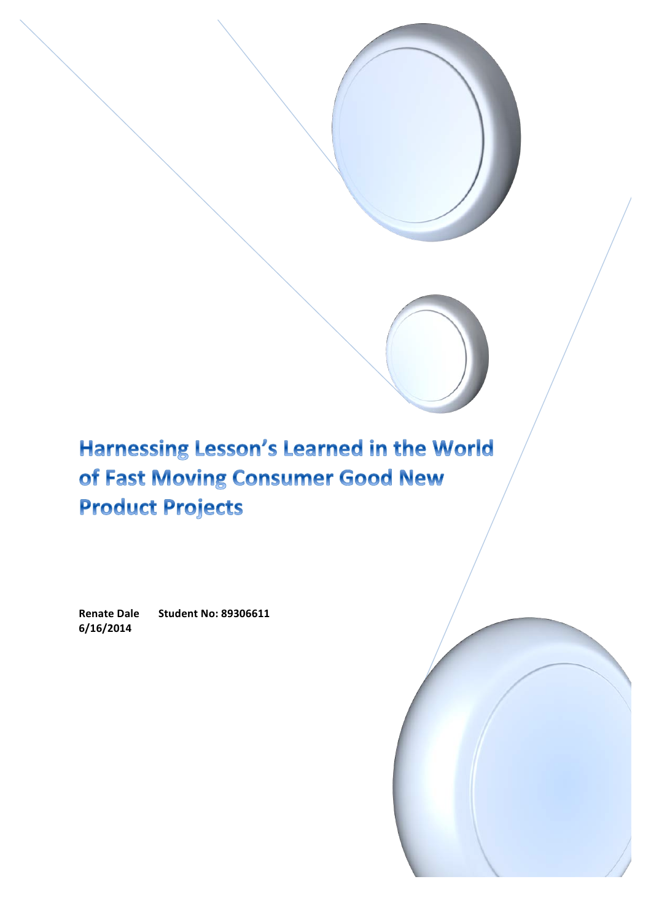# Harnessing Lesson's Learned in the World of Fast Moving Consumer Good New Product Projects

**Renate Dale** **Student No: 89306611**
**6/16/2014**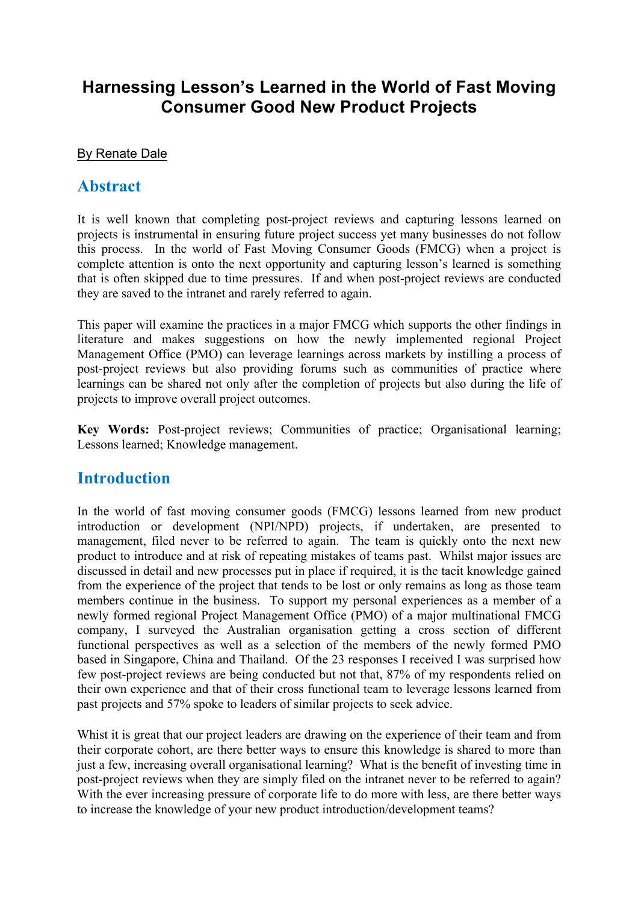# Harnessing Lesson's Learned in the World of Fast Moving Consumer Good New Product Projects

By Renate Dale

## Abstract

It is well known that completing post-project reviews and capturing lessons learned on projects is instrumental in ensuring future project success yet many businesses do not follow this process. In the world of Fast Moving Consumer Goods (FMCG) when a project is complete attention is onto the next opportunity and capturing lesson's learned is something that is often skipped due to time pressures. If and when post-project reviews are conducted they are saved to the intranet and rarely referred to again.

This paper will examine the practices in a major FMCG which supports the other findings in literature and makes suggestions on how the newly implemented regional Project Management Office (PMO) can leverage learnings across markets by instilling a process of post-project reviews but also providing forums such as communities of practice where learnings can be shared not only after the completion of projects but also during the life of projects to improve overall project outcomes.

**Key Words:** Post-project reviews; Communities of practice; Organisational learning; Lessons learned; Knowledge management.

## Introduction

In the world of fast moving consumer goods (FMCG) lessons learned from new product introduction or development (NPI/NPD) projects, if undertaken, are presented to management, filed never to be referred to again. The team is quickly onto the next new product to introduce and at risk of repeating mistakes of teams past. Whilst major issues are discussed in detail and new processes put in place if required, it is the tacit knowledge gained from the experience of the project that tends to be lost or only remains as long as those team members continue in the business. To support my personal experiences as a member of a newly formed regional Project Management Office (PMO) of a major multinational FMCG company, I surveyed the Australian organisation getting a cross section of different functional perspectives as well as a selection of the members of the newly formed PMO based in Singapore, China and Thailand. Of the 23 responses I received I was surprised how few post-project reviews are being conducted but not that, 87% of my respondents relied on their own experience and that of their cross functional team to leverage lessons learned from past projects and 57% spoke to leaders of similar projects to seek advice.

Whist it is great that our project leaders are drawing on the experience of their team and from their corporate cohort, are there better ways to ensure this knowledge is shared to more than just a few, increasing overall organisational learning? What is the benefit of investing time in post-project reviews when they are simply filed on the intranet never to be referred to again? With the ever increasing pressure of corporate life to do more with less, are there better ways to increase the knowledge of your new product introduction/development teams?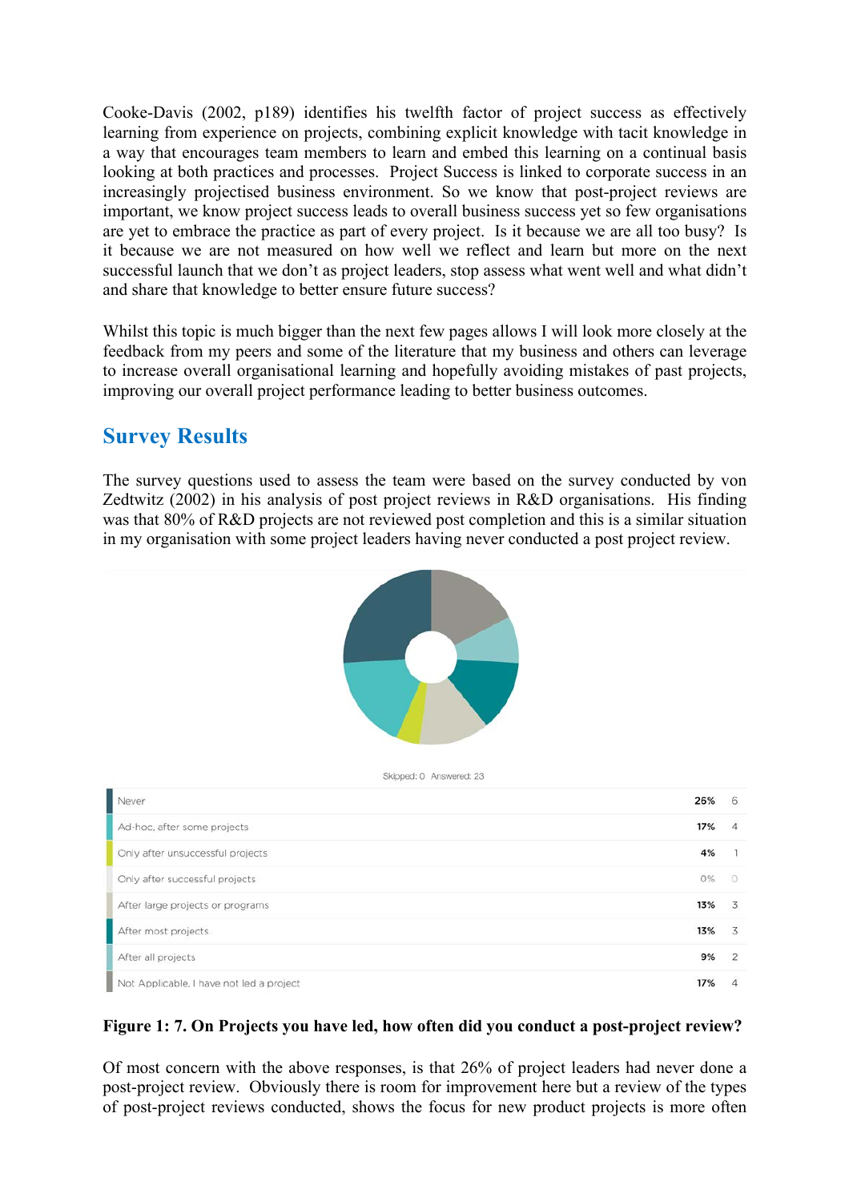Cooke-Davis (2002, p189) identifies his twelfth factor of project success as effectively learning from experience on projects, combining explicit knowledge with tacit knowledge in a way that encourages team members to learn and embed this learning on a continual basis looking at both practices and processes. Project Success is linked to corporate success in an increasingly projectised business environment. So we know that post-project reviews are important, we know project success leads to overall business success yet so few organisations are yet to embrace the practice as part of every project. Is it because we are all too busy? Is it because we are not measured on how well we reflect and learn but more on the next successful launch that we don't as project leaders, stop assess what went well and what didn't and share that knowledge to better ensure future success?

Whilst this topic is much bigger than the next few pages allows I will look more closely at the feedback from my peers and some of the literature that my business and others can leverage to increase overall organisational learning and hopefully avoiding mistakes of past projects, improving our overall project performance leading to better business outcomes.

## Survey Results

The survey questions used to assess the team were based on the survey conducted by von Zedtwitz (2002) in his analysis of post project reviews in R&D organisations. His finding was that 80% of R&D projects are not reviewed post completion and this is a similar situation in my organisation with some project leaders having never conducted a post project review.

Skipped: 0 Answered: 23

| Response | % | Count |
|---|---|---|
| Never | 25% | 6 |
| Ad-hoc, after some projects | 17% | 4 |
| Only after unsuccessful projects | 4% | 1 |
| Only after successful projects | 0% | 0 |
| After large projects or programs | 13% | 3 |
| After most projects | 13% | 3 |
| After all projects | 9% | 2 |
| Not Applicable, I have not led a project | 17% | 4 |

**Figure 1: 7. On Projects you have led, how often did you conduct a post-project review?**

Of most concern with the above responses, is that 26% of project leaders had never done a post-project review. Obviously there is room for improvement here but a review of the types of post-project reviews conducted, shows the focus for new product projects is more often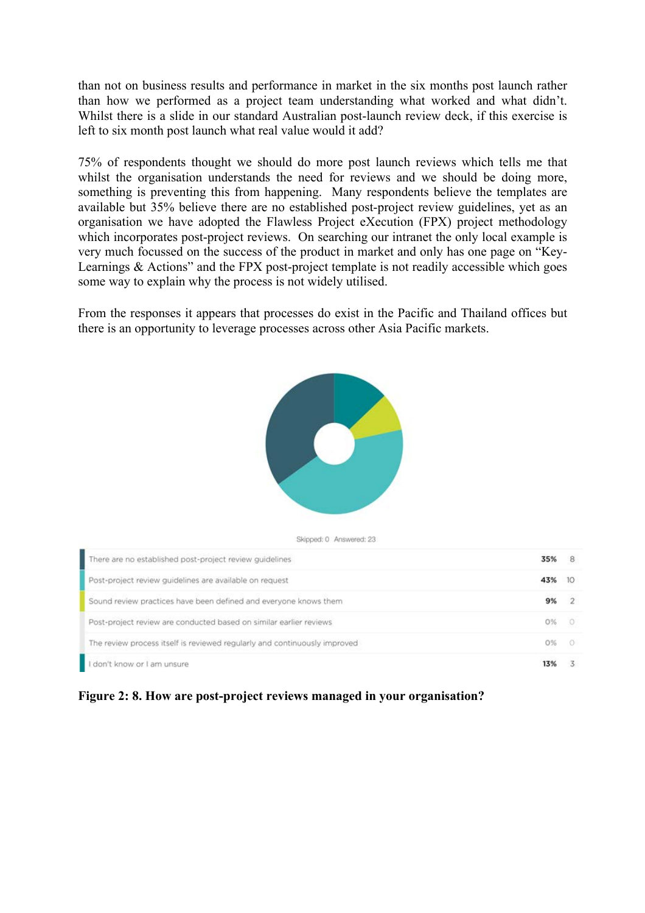than not on business results and performance in market in the six months post launch rather than how we performed as a project team understanding what worked and what didn't. Whilst there is a slide in our standard Australian post-launch review deck, if this exercise is left to six month post launch what real value would it add?

75% of respondents thought we should do more post launch reviews which tells me that whilst the organisation understands the need for reviews and we should be doing more, something is preventing this from happening. Many respondents believe the templates are available but 35% believe there are no established post-project review guidelines, yet as an organisation we have adopted the Flawless Project eXecution (FPX) project methodology which incorporates post-project reviews. On searching our intranet the only local example is very much focussed on the success of the product in market and only has one page on "Key-Learnings & Actions" and the FPX post-project template is not readily accessible which goes some way to explain why the process is not widely utilised.

From the responses it appears that processes do exist in the Pacific and Thailand offices but there is an opportunity to leverage processes across other Asia Pacific markets.

Skipped: 0 Answered: 23

| Response | % | Count |
|---|---|---|
| There are no established post-project review guidelines | 35% | 8 |
| Post-project review guidelines are available on request | 43% | 10 |
| Sound review practices have been defined and everyone knows them | 9% | 2 |
| Post-project review are conducted based on similar earlier reviews | 0% | 0 |
| The review process itself is reviewed regularly and continuously improved | 0% | 0 |
| I don't know or I am unsure | 13% | 3 |

**Figure 2: 8. How are post-project reviews managed in your organisation?**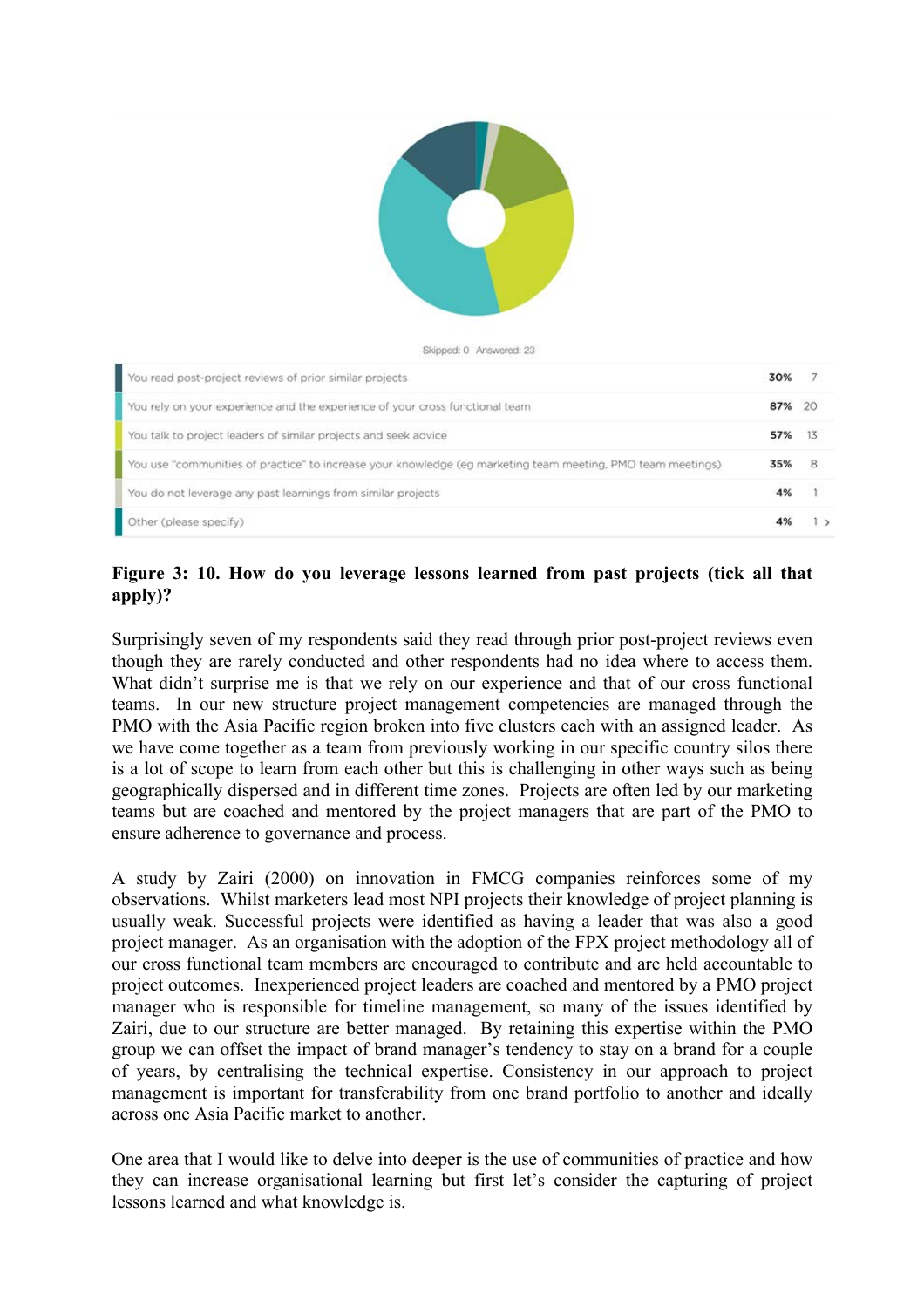Skipped: 0 Answered: 23

| | | |
|---|---|---|
| You read post-project reviews of prior similar projects | 30% | 7 |
| You rely on your experience and the experience of your cross functional team | 87% | 20 |
| You talk to project leaders of similar projects and seek advice | 57% | 13 |
| You use "communities of practice" to increase your knowledge (eg marketing team meeting, PMO team meetings) | 35% | 8 |
| You do not leverage any past learnings from similar projects | 4% | 1 |
| Other (please specify) | 4% | 1 |

**Figure 3: 10. How do you leverage lessons learned from past projects (tick all that apply)?**

Surprisingly seven of my respondents said they read through prior post-project reviews even though they are rarely conducted and other respondents had no idea where to access them. What didn't surprise me is that we rely on our experience and that of our cross functional teams. In our new structure project management competencies are managed through the PMO with the Asia Pacific region broken into five clusters each with an assigned leader. As we have come together as a team from previously working in our specific country silos there is a lot of scope to learn from each other but this is challenging in other ways such as being geographically dispersed and in different time zones. Projects are often led by our marketing teams but are coached and mentored by the project managers that are part of the PMO to ensure adherence to governance and process.

A study by Zairi (2000) on innovation in FMCG companies reinforces some of my observations. Whilst marketers lead most NPI projects their knowledge of project planning is usually weak. Successful projects were identified as having a leader that was also a good project manager. As an organisation with the adoption of the FPX project methodology all of our cross functional team members are encouraged to contribute and are held accountable to project outcomes. Inexperienced project leaders are coached and mentored by a PMO project manager who is responsible for timeline management, so many of the issues identified by Zairi, due to our structure are better managed. By retaining this expertise within the PMO group we can offset the impact of brand manager's tendency to stay on a brand for a couple of years, by centralising the technical expertise. Consistency in our approach to project management is important for transferability from one brand portfolio to another and ideally across one Asia Pacific market to another.

One area that I would like to delve into deeper is the use of communities of practice and how they can increase organisational learning but first let's consider the capturing of project lessons learned and what knowledge is.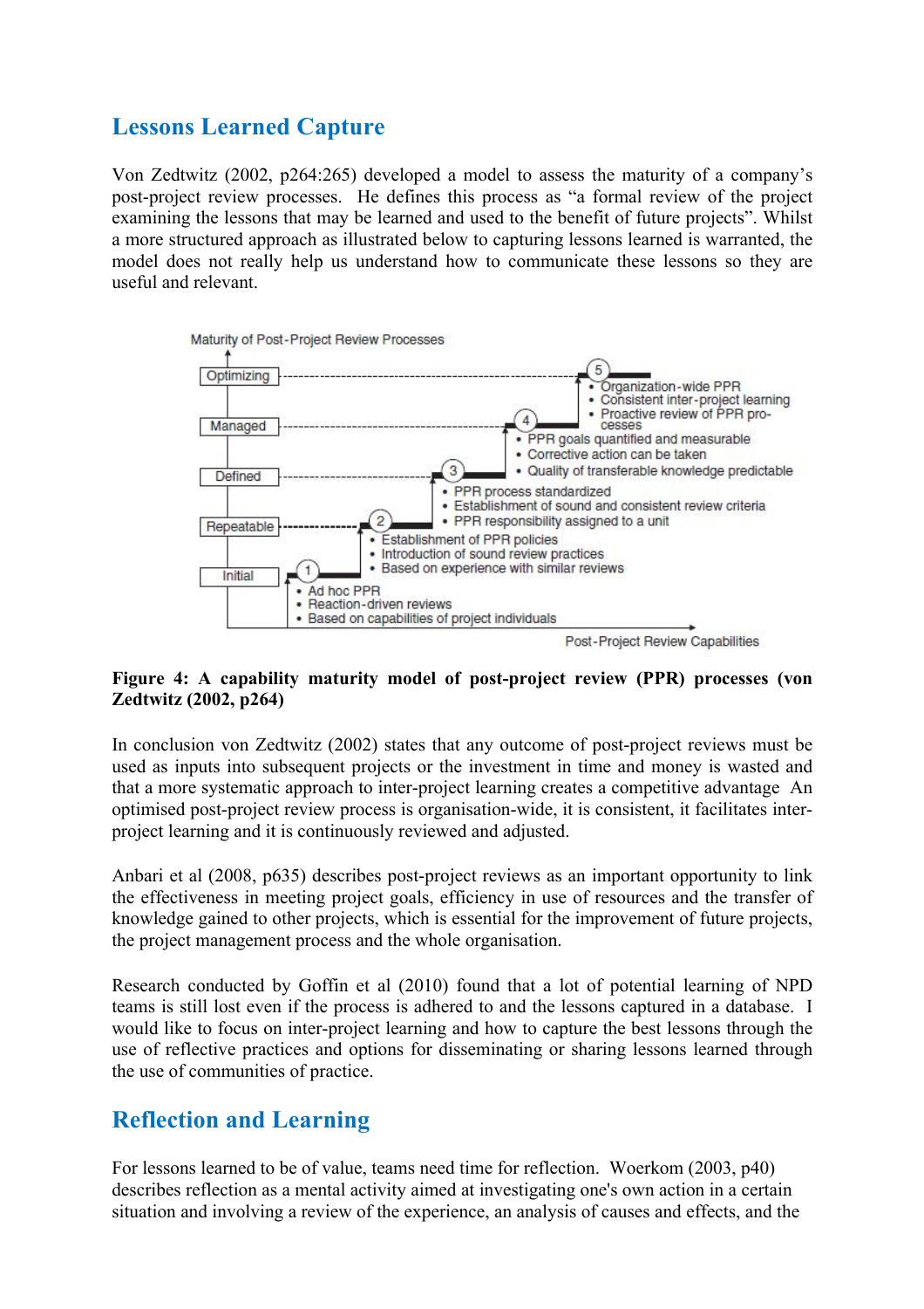## Lessons Learned Capture

Von Zedtwitz (2002, p264:265) developed a model to assess the maturity of a company's post-project review processes. He defines this process as "a formal review of the project examining the lessons that may be learned and used to the benefit of future projects". Whilst a more structured approach as illustrated below to capturing lessons learned is warranted, the model does not really help us understand how to communicate these lessons so they are useful and relevant.

Maturity of Post-Project Review Processes

- Optimizing
- Managed
- Defined
- Repeatable
- Initial

1. Ad hoc PPR; Reaction-driven reviews; Based on capabilities of project individuals
2. Establishment of PPR policies; Introduction of sound review practices; Based on experience with similar reviews
3. PPR process standardized; Establishment of sound and consistent review criteria; PPR responsibility assigned to a unit
4. PPR goals quantified and measurable; Corrective action can be taken; Quality of transferable knowledge predictable
5. Organization-wide PPR; Consistent inter-project learning; Proactive review of PPR processes

Post-Project Review Capabilities

**Figure 4: A capability maturity model of post-project review (PPR) processes (von Zedtwitz (2002, p264)**

In conclusion von Zedtwitz (2002) states that any outcome of post-project reviews must be used as inputs into subsequent projects or the investment in time and money is wasted and that a more systematic approach to inter-project learning creates a competitive advantage An optimised post-project review process is organisation-wide, it is consistent, it facilitates inter-project learning and it is continuously reviewed and adjusted.

Anbari et al (2008, p635) describes post-project reviews as an important opportunity to link the effectiveness in meeting project goals, efficiency in use of resources and the transfer of knowledge gained to other projects, which is essential for the improvement of future projects, the project management process and the whole organisation.

Research conducted by Goffin et al (2010) found that a lot of potential learning of NPD teams is still lost even if the process is adhered to and the lessons captured in a database. I would like to focus on inter-project learning and how to capture the best lessons through the use of reflective practices and options for disseminating or sharing lessons learned through the use of communities of practice.

## Reflection and Learning

For lessons learned to be of value, teams need time for reflection. Woerkom (2003, p40) describes reflection as a mental activity aimed at investigating one's own action in a certain situation and involving a review of the experience, an analysis of causes and effects, and the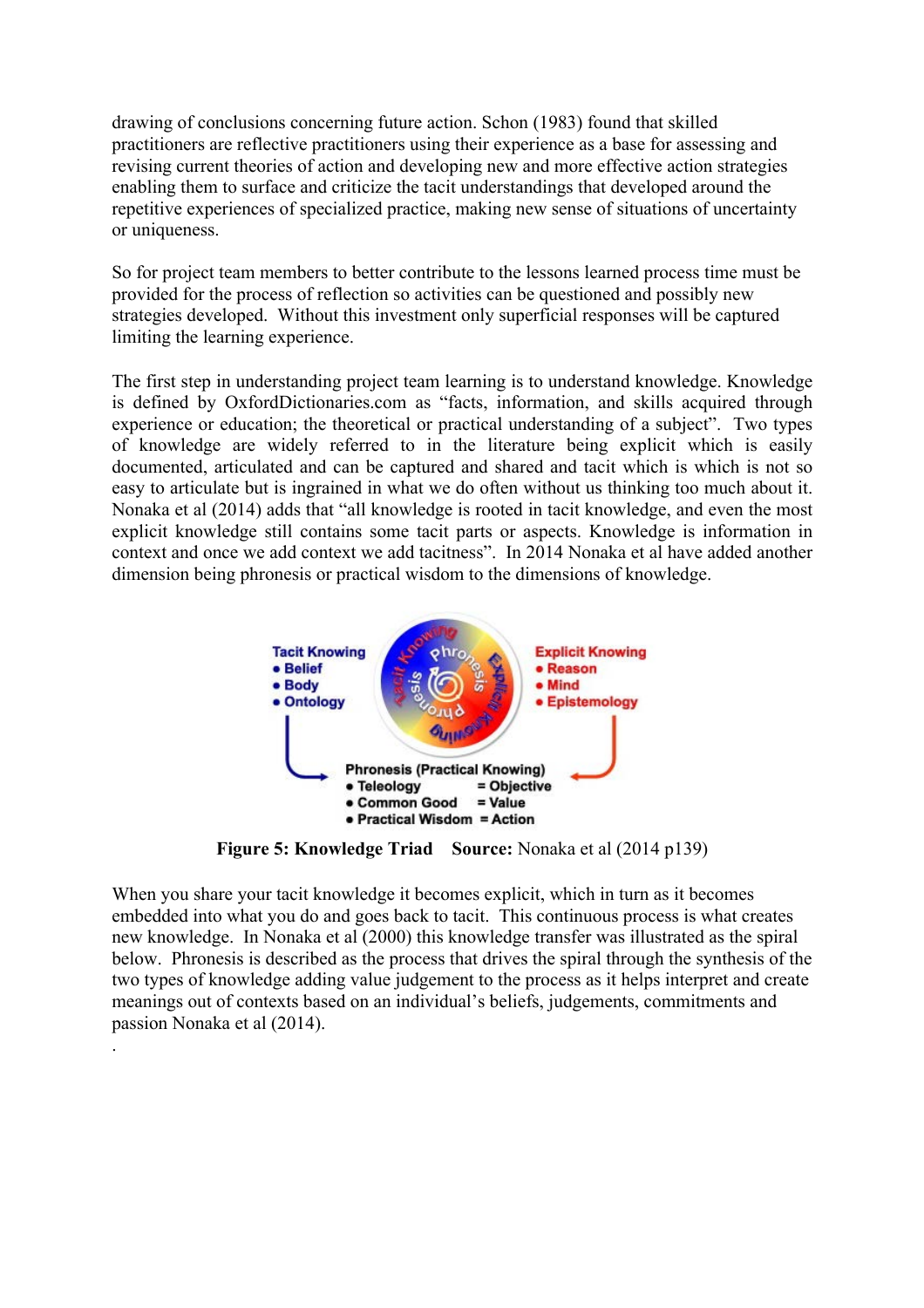drawing of conclusions concerning future action. Schon (1983) found that skilled practitioners are reflective practitioners using their experience as a base for assessing and revising current theories of action and developing new and more effective action strategies enabling them to surface and criticize the tacit understandings that developed around the repetitive experiences of specialized practice, making new sense of situations of uncertainty or uniqueness.

So for project team members to better contribute to the lessons learned process time must be provided for the process of reflection so activities can be questioned and possibly new strategies developed. Without this investment only superficial responses will be captured limiting the learning experience.

The first step in understanding project team learning is to understand knowledge. Knowledge is defined by OxfordDictionaries.com as "facts, information, and skills acquired through experience or education; the theoretical or practical understanding of a subject". Two types of knowledge are widely referred to in the literature being explicit which is easily documented, articulated and can be captured and shared and tacit which is which is not so easy to articulate but is ingrained in what we do often without us thinking too much about it. Nonaka et al (2014) adds that "all knowledge is rooted in tacit knowledge, and even the most explicit knowledge still contains some tacit parts or aspects. Knowledge is information in context and once we add context we add tacitness". In 2014 Nonaka et al have added another dimension being phronesis or practical wisdom to the dimensions of knowledge.

**Tacit Knowing**
- Belief
- Body
- Ontology

**Explicit Knowing**
- Reason
- Mind
- Epistemology

**Phronesis (Practical Knowing)**
- Teleology = Objective
- Common Good = Value
- Practical Wisdom = Action

**Figure 5: Knowledge Triad** **Source:** Nonaka et al (2014 p139)

When you share your tacit knowledge it becomes explicit, which in turn as it becomes embedded into what you do and goes back to tacit. This continuous process is what creates new knowledge. In Nonaka et al (2000) this knowledge transfer was illustrated as the spiral below. Phronesis is described as the process that drives the spiral through the synthesis of the two types of knowledge adding value judgement to the process as it helps interpret and create meanings out of contexts based on an individual's beliefs, judgements, commitments and passion Nonaka et al (2014).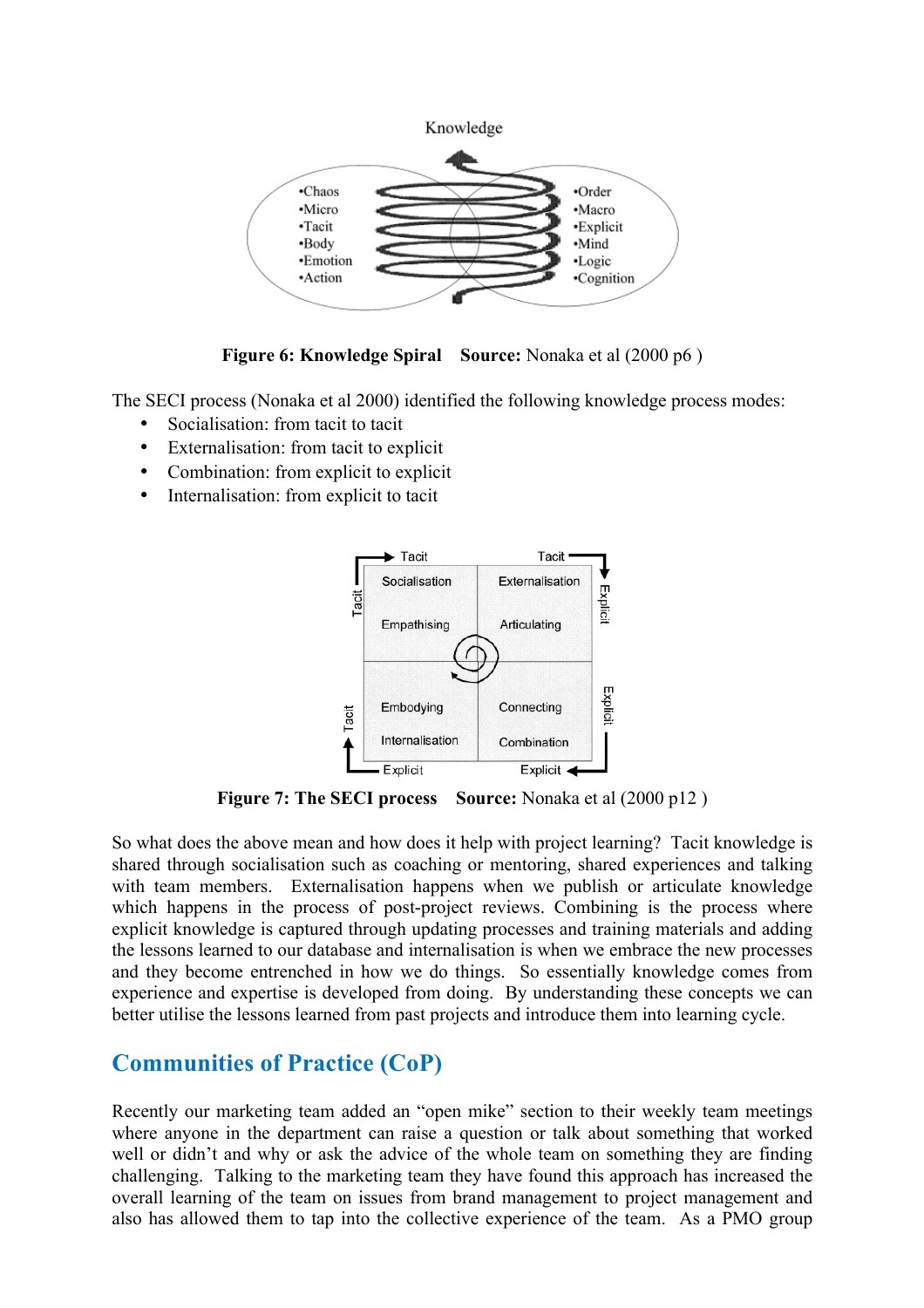**Figure 6: Knowledge Spiral** **Source:** Nonaka et al (2000 p6 )

The SECI process (Nonaka et al 2000) identified the following knowledge process modes:

- Socialisation: from tacit to tacit
- Externalisation: from tacit to explicit
- Combination: from explicit to explicit
- Internalisation: from explicit to tacit

**Figure 7: The SECI process** **Source:** Nonaka et al (2000 p12 )

So what does the above mean and how does it help with project learning? Tacit knowledge is shared through socialisation such as coaching or mentoring, shared experiences and talking with team members. Externalisation happens when we publish or articulate knowledge which happens in the process of post-project reviews. Combining is the process where explicit knowledge is captured through updating processes and training materials and adding the lessons learned to our database and internalisation is when we embrace the new processes and they become entrenched in how we do things. So essentially knowledge comes from experience and expertise is developed from doing. By understanding these concepts we can better utilise the lessons learned from past projects and introduce them into learning cycle.

## Communities of Practice (CoP)

Recently our marketing team added an "open mike" section to their weekly team meetings where anyone in the department can raise a question or talk about something that worked well or didn't and why or ask the advice of the whole team on something they are finding challenging. Talking to the marketing team they have found this approach has increased the overall learning of the team on issues from brand management to project management and also has allowed them to tap into the collective experience of the team. As a PMO group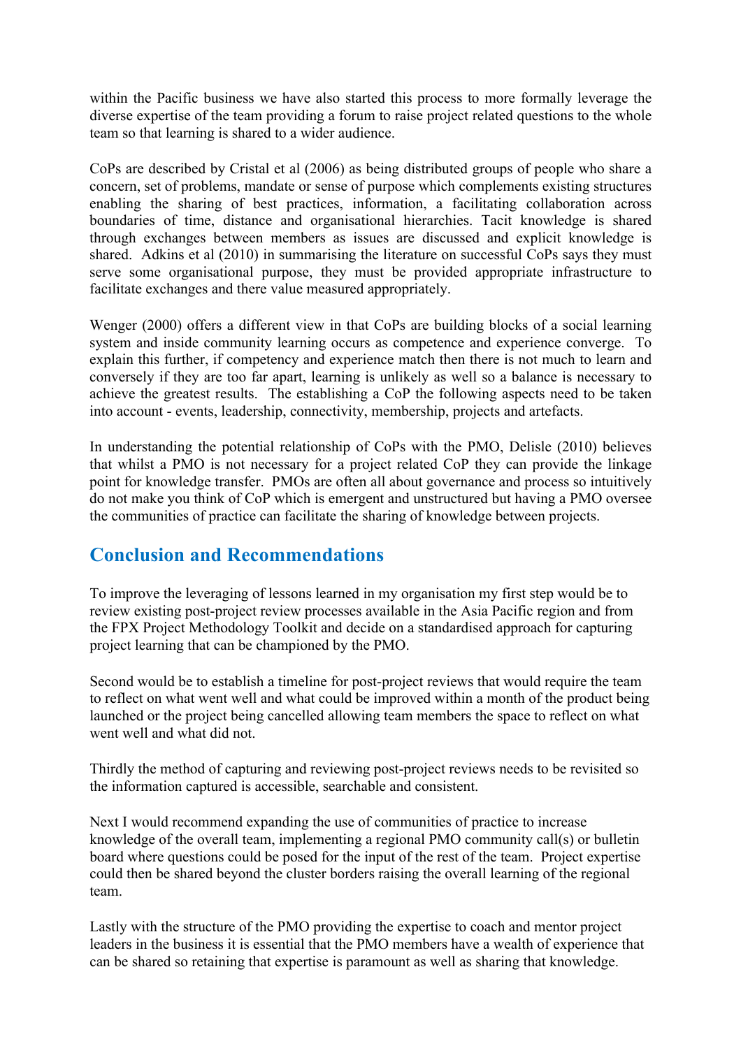within the Pacific business we have also started this process to more formally leverage the diverse expertise of the team providing a forum to raise project related questions to the whole team so that learning is shared to a wider audience.

CoPs are described by Cristal et al (2006) as being distributed groups of people who share a concern, set of problems, mandate or sense of purpose which complements existing structures enabling the sharing of best practices, information, a facilitating collaboration across boundaries of time, distance and organisational hierarchies. Tacit knowledge is shared through exchanges between members as issues are discussed and explicit knowledge is shared. Adkins et al (2010) in summarising the literature on successful CoPs says they must serve some organisational purpose, they must be provided appropriate infrastructure to facilitate exchanges and there value measured appropriately.

Wenger (2000) offers a different view in that CoPs are building blocks of a social learning system and inside community learning occurs as competence and experience converge. To explain this further, if competency and experience match then there is not much to learn and conversely if they are too far apart, learning is unlikely as well so a balance is necessary to achieve the greatest results. The establishing a CoP the following aspects need to be taken into account - events, leadership, connectivity, membership, projects and artefacts.

In understanding the potential relationship of CoPs with the PMO, Delisle (2010) believes that whilst a PMO is not necessary for a project related CoP they can provide the linkage point for knowledge transfer. PMOs are often all about governance and process so intuitively do not make you think of CoP which is emergent and unstructured but having a PMO oversee the communities of practice can facilitate the sharing of knowledge between projects.

## Conclusion and Recommendations

To improve the leveraging of lessons learned in my organisation my first step would be to review existing post-project review processes available in the Asia Pacific region and from the FPX Project Methodology Toolkit and decide on a standardised approach for capturing project learning that can be championed by the PMO.

Second would be to establish a timeline for post-project reviews that would require the team to reflect on what went well and what could be improved within a month of the product being launched or the project being cancelled allowing team members the space to reflect on what went well and what did not.

Thirdly the method of capturing and reviewing post-project reviews needs to be revisited so the information captured is accessible, searchable and consistent.

Next I would recommend expanding the use of communities of practice to increase knowledge of the overall team, implementing a regional PMO community call(s) or bulletin board where questions could be posed for the input of the rest of the team. Project expertise could then be shared beyond the cluster borders raising the overall learning of the regional team.

Lastly with the structure of the PMO providing the expertise to coach and mentor project leaders in the business it is essential that the PMO members have a wealth of experience that can be shared so retaining that expertise is paramount as well as sharing that knowledge.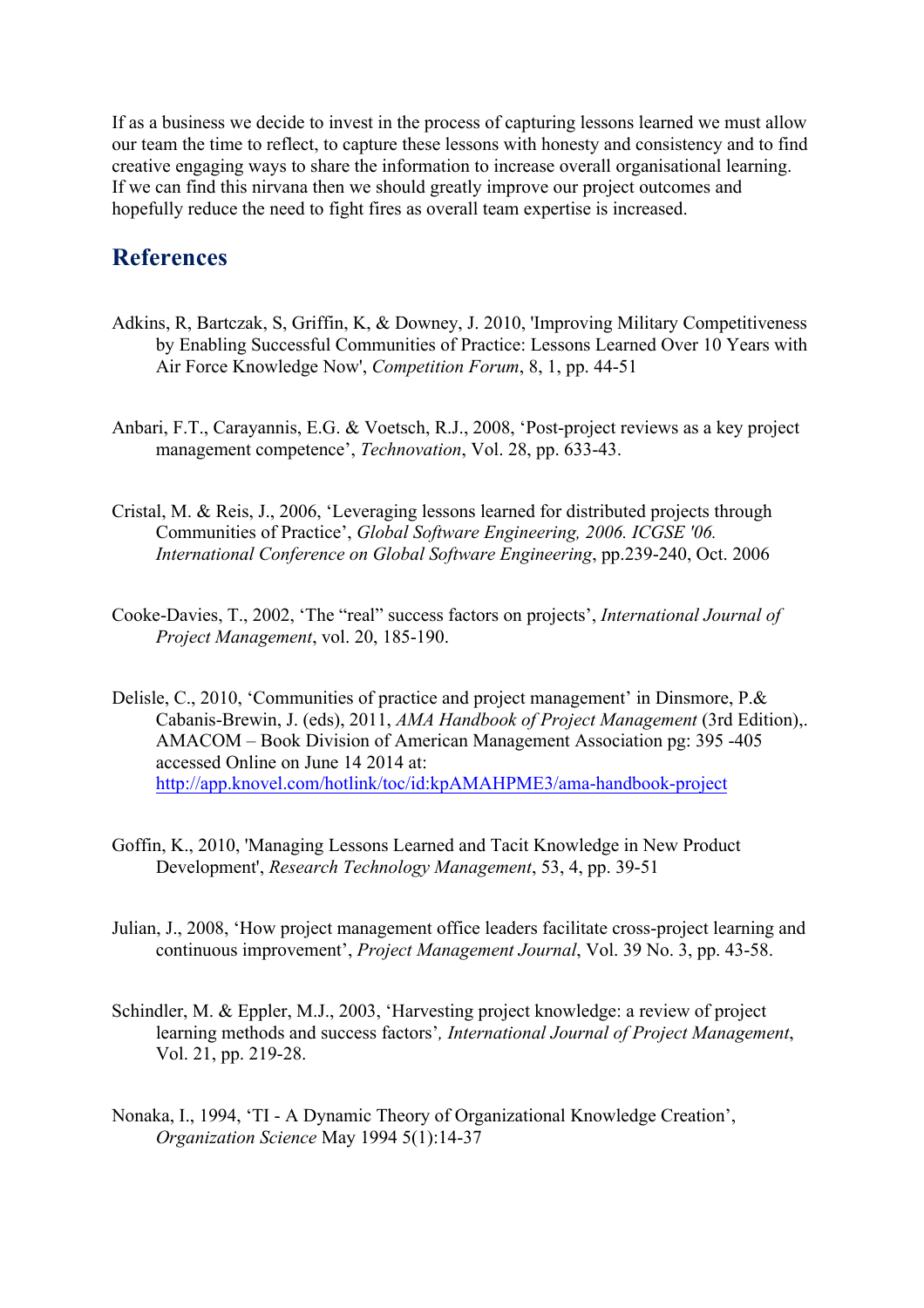If as a business we decide to invest in the process of capturing lessons learned we must allow our team the time to reflect, to capture these lessons with honesty and consistency and to find creative engaging ways to share the information to increase overall organisational learning. If we can find this nirvana then we should greatly improve our project outcomes and hopefully reduce the need to fight fires as overall team expertise is increased.

## References

Adkins, R, Bartczak, S, Griffin, K, & Downey, J. 2010, 'Improving Military Competitiveness by Enabling Successful Communities of Practice: Lessons Learned Over 10 Years with Air Force Knowledge Now', *Competition Forum*, 8, 1, pp. 44-51

Anbari, F.T., Carayannis, E.G. & Voetsch, R.J., 2008, 'Post-project reviews as a key project management competence', *Technovation*, Vol. 28, pp. 633-43.

Cristal, M. & Reis, J., 2006, 'Leveraging lessons learned for distributed projects through Communities of Practice', *Global Software Engineering, 2006. ICGSE '06. International Conference on Global Software Engineering*, pp.239-240, Oct. 2006

Cooke-Davies, T., 2002, 'The "real" success factors on projects', *International Journal of Project Management*, vol. 20, 185-190.

Delisle, C., 2010, 'Communities of practice and project management' in Dinsmore, P.& Cabanis-Brewin, J. (eds), 2011, *AMA Handbook of Project Management* (3rd Edition),. AMACOM – Book Division of American Management Association pg: 395 -405 accessed Online on June 14 2014 at: http://app.knovel.com/hotlink/toc/id:kpAMAHPME3/ama-handbook-project

Goffin, K., 2010, 'Managing Lessons Learned and Tacit Knowledge in New Product Development', *Research Technology Management*, 53, 4, pp. 39-51

Julian, J., 2008, 'How project management office leaders facilitate cross-project learning and continuous improvement', *Project Management Journal*, Vol. 39 No. 3, pp. 43-58.

Schindler, M. & Eppler, M.J., 2003, 'Harvesting project knowledge: a review of project learning methods and success factors', *International Journal of Project Management*, Vol. 21, pp. 219-28.

Nonaka, I., 1994, 'TI - A Dynamic Theory of Organizational Knowledge Creation', *Organization Science* May 1994 5(1):14-37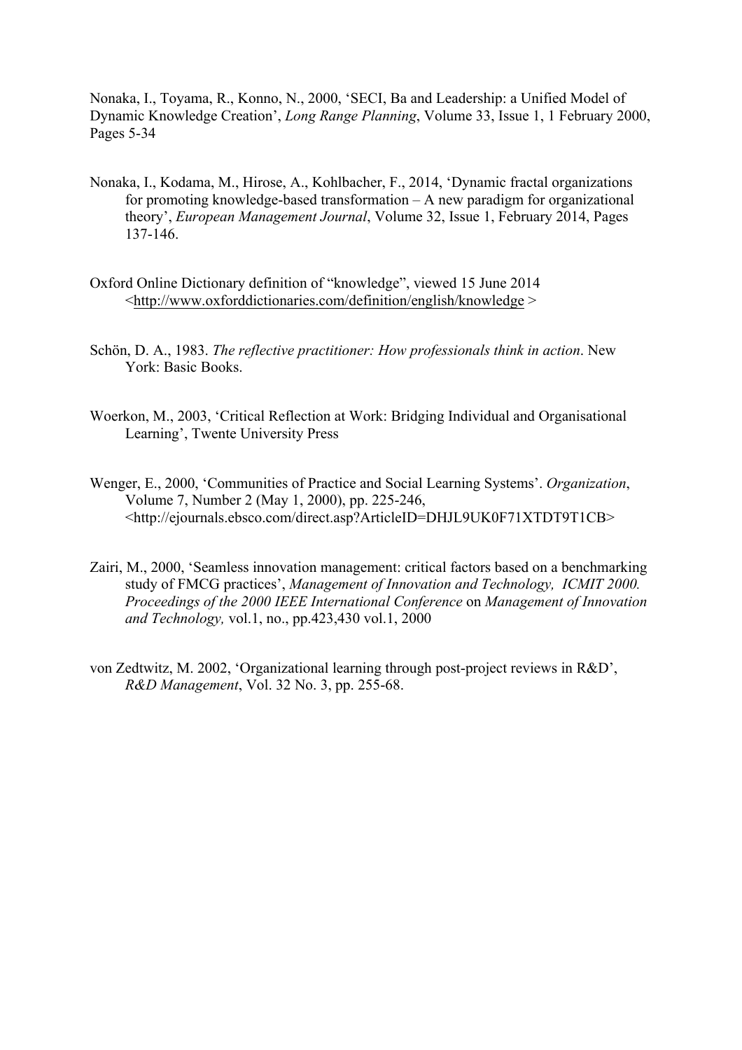Nonaka, I., Toyama, R., Konno, N., 2000, 'SECI, Ba and Leadership: a Unified Model of Dynamic Knowledge Creation', *Long Range Planning*, Volume 33, Issue 1, 1 February 2000, Pages 5-34

Nonaka, I., Kodama, M., Hirose, A., Kohlbacher, F., 2014, 'Dynamic fractal organizations for promoting knowledge-based transformation – A new paradigm for organizational theory', *European Management Journal*, Volume 32, Issue 1, February 2014, Pages 137-146.

Oxford Online Dictionary definition of "knowledge", viewed 15 June 2014 <http://www.oxforddictionaries.com/definition/english/knowledge >

Schön, D. A., 1983. *The reflective practitioner: How professionals think in action*. New York: Basic Books.

Woerkon, M., 2003, 'Critical Reflection at Work: Bridging Individual and Organisational Learning', Twente University Press

Wenger, E., 2000, 'Communities of Practice and Social Learning Systems'. *Organization*, Volume 7, Number 2 (May 1, 2000), pp. 225-246, <http://ejournals.ebsco.com/direct.asp?ArticleID=DHJL9UK0F71XTDT9T1CB>

Zairi, M., 2000, 'Seamless innovation management: critical factors based on a benchmarking study of FMCG practices', *Management of Innovation and Technology, ICMIT 2000. Proceedings of the 2000 IEEE International Conference* on *Management of Innovation and Technology,* vol.1, no., pp.423,430 vol.1, 2000

von Zedtwitz, M. 2002, 'Organizational learning through post-project reviews in R&D', *R&D Management*, Vol. 32 No. 3, pp. 255-68.